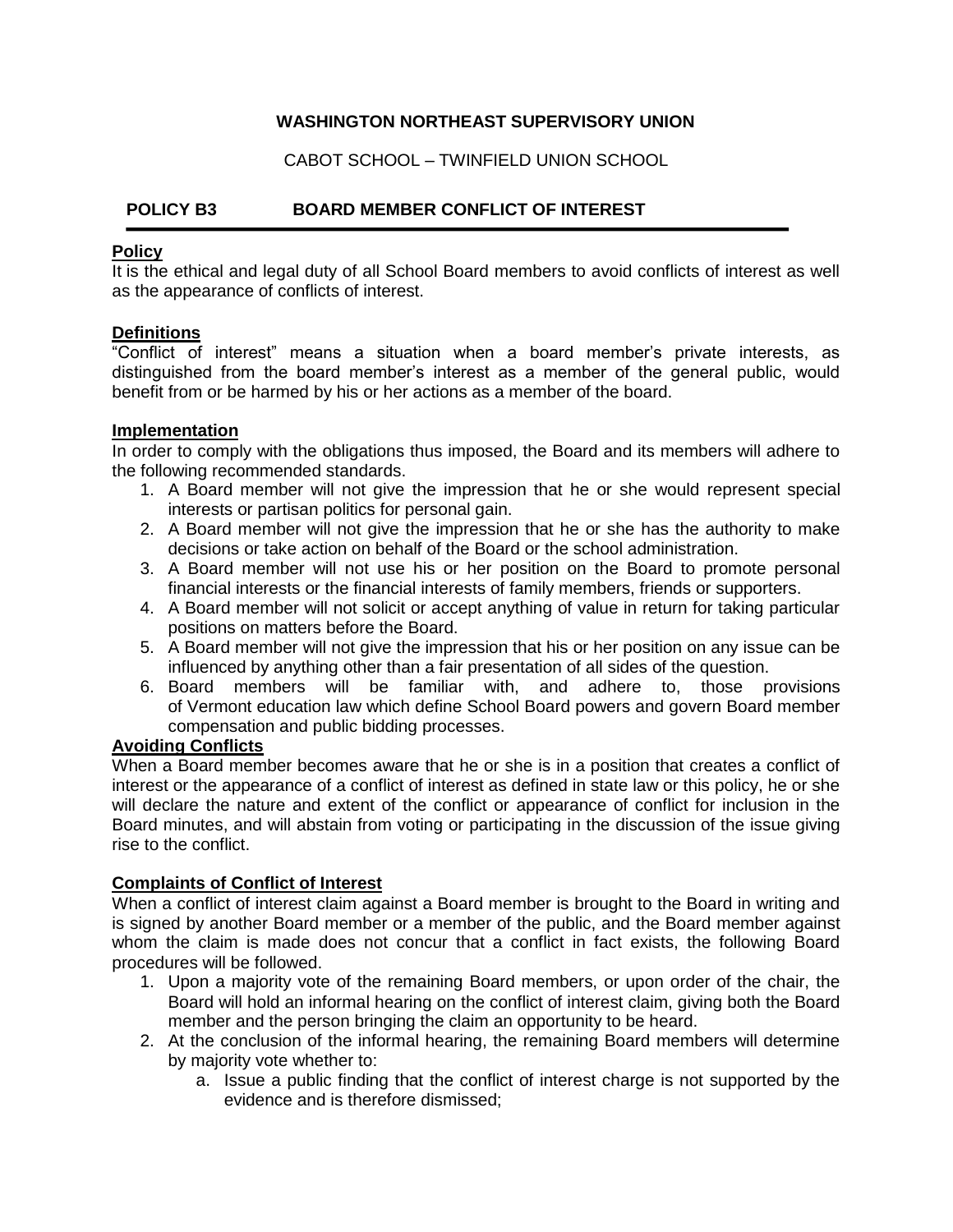**WASHINGTON NORTHEAST SUPERVISORY UNION**

CABOT SCHOOL – TWINFIELD UNION SCHOOL

## POLICY B3 BOARD MEMBER CONFLICT OF INTEREST

**Policy**

It is the ethical and legal duty of all School Board members to avoid conflicts of interest as well as the appearance of conflicts of interest.

**Definitions**

"Conflict of interest" means a situation when a board member's private interests, as distinguished from the board member's interest as a member of the general public, would benefit from or be harmed by his or her actions as a member of the board.

**Implementation**

In order to comply with the obligations thus imposed, the Board and its members will adhere to the following recommended standards.

1. A Board member will not give the impression that he or she would represent special interests or partisan politics for personal gain.
2. A Board member will not give the impression that he or she has the authority to make decisions or take action on behalf of the Board or the school administration.
3. A Board member will not use his or her position on the Board to promote personal financial interests or the financial interests of family members, friends or supporters.
4. A Board member will not solicit or accept anything of value in return for taking particular positions on matters before the Board.
5. A Board member will not give the impression that his or her position on any issue can be influenced by anything other than a fair presentation of all sides of the question.
6. Board members will be familiar with, and adhere to, those provisions of Vermont education law which define School Board powers and govern Board member compensation and public bidding processes.

**Avoiding Conflicts**

When a Board member becomes aware that he or she is in a position that creates a conflict of interest or the appearance of a conflict of interest as defined in state law or this policy, he or she will declare the nature and extent of the conflict or appearance of conflict for inclusion in the Board minutes, and will abstain from voting or participating in the discussion of the issue giving rise to the conflict.

**Complaints of Conflict of Interest**

When a conflict of interest claim against a Board member is brought to the Board in writing and is signed by another Board member or a member of the public, and the Board member against whom the claim is made does not concur that a conflict in fact exists, the following Board procedures will be followed.

1. Upon a majority vote of the remaining Board members, or upon order of the chair, the Board will hold an informal hearing on the conflict of interest claim, giving both the Board member and the person bringing the claim an opportunity to be heard.
2. At the conclusion of the informal hearing, the remaining Board members will determine by majority vote whether to:
   a. Issue a public finding that the conflict of interest charge is not supported by the evidence and is therefore dismissed;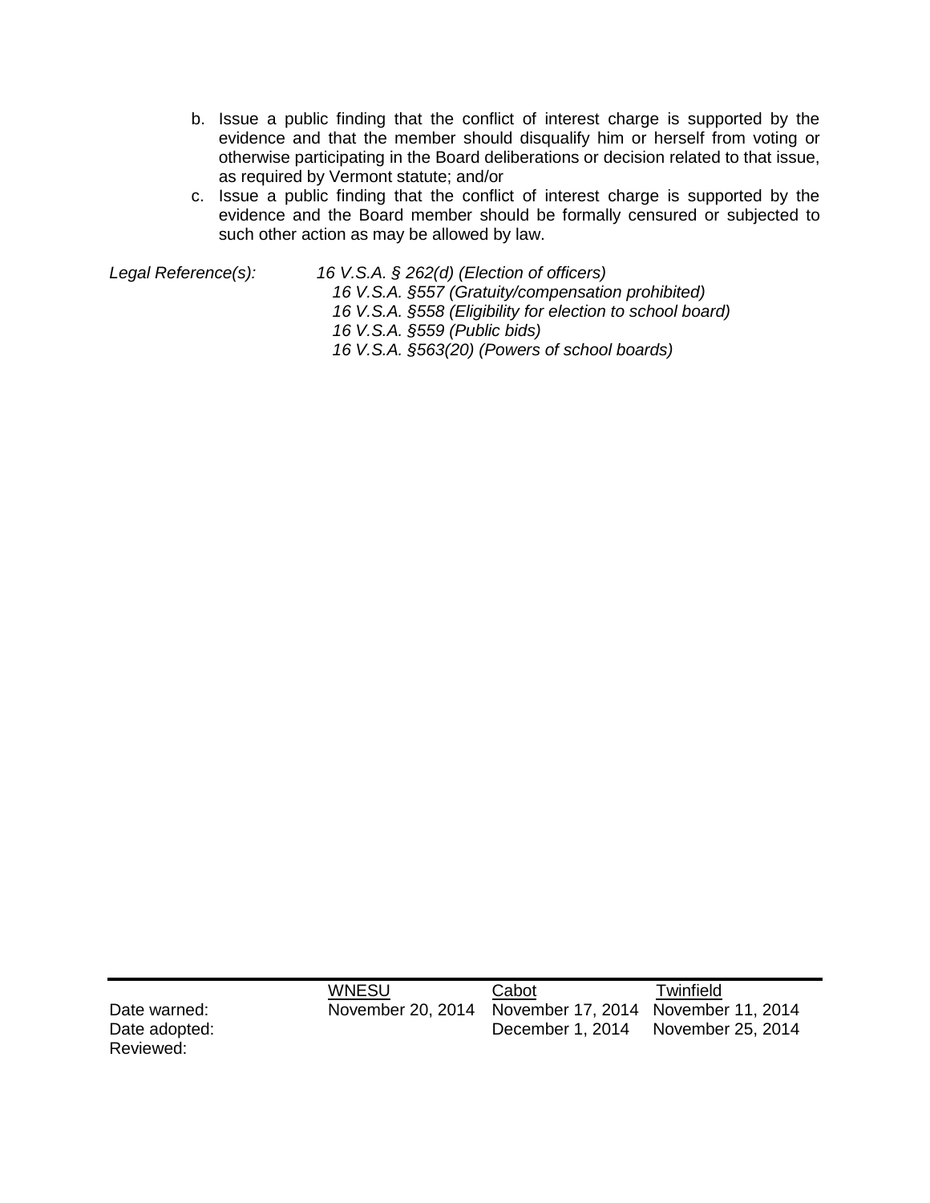b. Issue a public finding that the conflict of interest charge is supported by the evidence and that the member should disqualify him or herself from voting or otherwise participating in the Board deliberations or decision related to that issue, as required by Vermont statute; and/or
c. Issue a public finding that the conflict of interest charge is supported by the evidence and the Board member should be formally censured or subjected to such other action as may be allowed by law.

*Legal Reference(s):* *16 V.S.A. § 262(d) (Election of officers)*
*16 V.S.A. §557 (Gratuity/compensation prohibited)*
*16 V.S.A. §558 (Eligibility for election to school board)*
*16 V.S.A. §559 (Public bids)*
*16 V.S.A. §563(20) (Powers of school boards)*

| | WNESU | Cabot | Twinfield |
|---|---|---|---|
| Date warned: | November 20, 2014 | November 17, 2014 | November 11, 2014 |
| Date adopted: | | December 1, 2014 | November 25, 2014 |
| Reviewed: | | | |